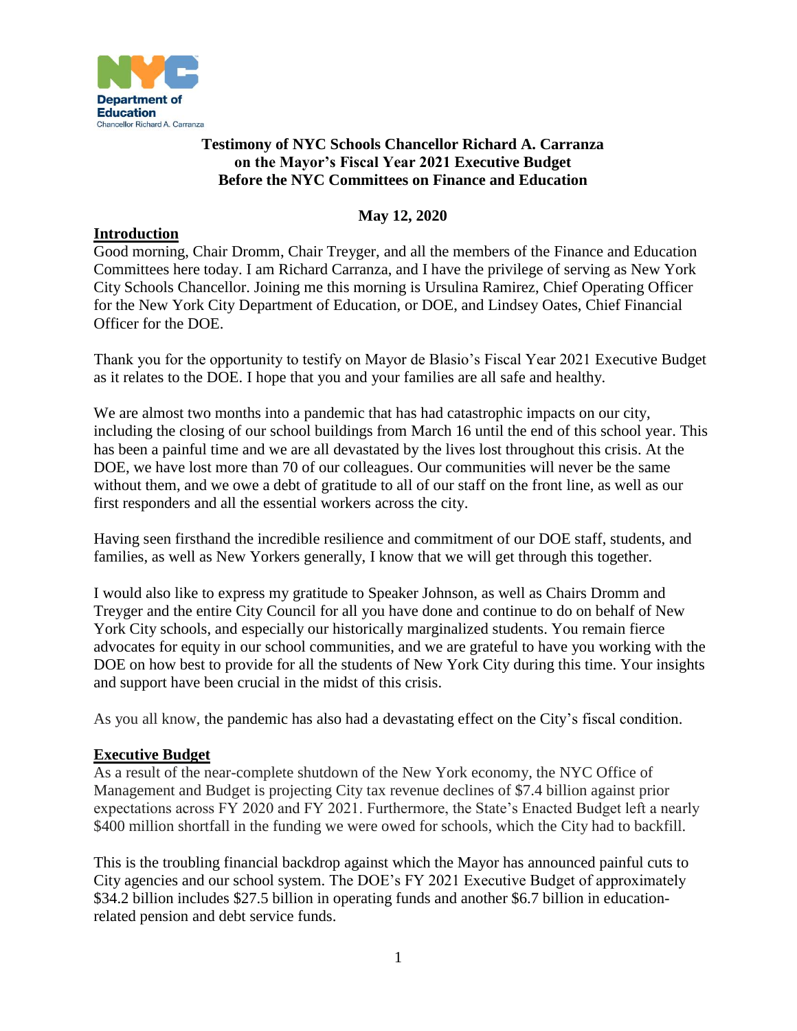NYC Department of Education
Chancellor Richard A. Carranza

**Testimony of NYC Schools Chancellor Richard A. Carranza**
**on the Mayor's Fiscal Year 2021 Executive Budget**
**Before the NYC Committees on Finance and Education**

**May 12, 2020**

## Introduction

Good morning, Chair Dromm, Chair Treyger, and all the members of the Finance and Education Committees here today. I am Richard Carranza, and I have the privilege of serving as New York City Schools Chancellor. Joining me this morning is Ursulina Ramirez, Chief Operating Officer for the New York City Department of Education, or DOE, and Lindsey Oates, Chief Financial Officer for the DOE.

Thank you for the opportunity to testify on Mayor de Blasio's Fiscal Year 2021 Executive Budget as it relates to the DOE. I hope that you and your families are all safe and healthy.

We are almost two months into a pandemic that has had catastrophic impacts on our city, including the closing of our school buildings from March 16 until the end of this school year. This has been a painful time and we are all devastated by the lives lost throughout this crisis. At the DOE, we have lost more than 70 of our colleagues. Our communities will never be the same without them, and we owe a debt of gratitude to all of our staff on the front line, as well as our first responders and all the essential workers across the city.

Having seen firsthand the incredible resilience and commitment of our DOE staff, students, and families, as well as New Yorkers generally, I know that we will get through this together.

I would also like to express my gratitude to Speaker Johnson, as well as Chairs Dromm and Treyger and the entire City Council for all you have done and continue to do on behalf of New York City schools, and especially our historically marginalized students. You remain fierce advocates for equity in our school communities, and we are grateful to have you working with the DOE on how best to provide for all the students of New York City during this time. Your insights and support have been crucial in the midst of this crisis.

As you all know, the pandemic has also had a devastating effect on the City's fiscal condition.

## Executive Budget

As a result of the near-complete shutdown of the New York economy, the NYC Office of Management and Budget is projecting City tax revenue declines of $7.4 billion against prior expectations across FY 2020 and FY 2021. Furthermore, the State's Enacted Budget left a nearly $400 million shortfall in the funding we were owed for schools, which the City had to backfill.

This is the troubling financial backdrop against which the Mayor has announced painful cuts to City agencies and our school system. The DOE's FY 2021 Executive Budget of approximately $34.2 billion includes $27.5 billion in operating funds and another $6.7 billion in education-related pension and debt service funds.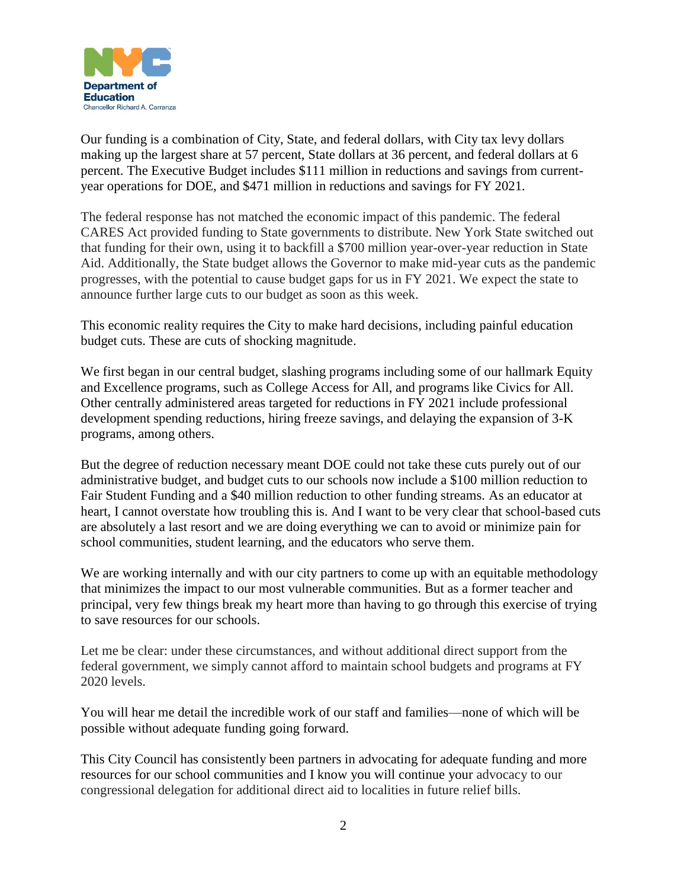Our funding is a combination of City, State, and federal dollars, with City tax levy dollars making up the largest share at 57 percent, State dollars at 36 percent, and federal dollars at 6 percent. The Executive Budget includes $111 million in reductions and savings from current-year operations for DOE, and $471 million in reductions and savings for FY 2021.

The federal response has not matched the economic impact of this pandemic. The federal CARES Act provided funding to State governments to distribute. New York State switched out that funding for their own, using it to backfill a $700 million year-over-year reduction in State Aid. Additionally, the State budget allows the Governor to make mid-year cuts as the pandemic progresses, with the potential to cause budget gaps for us in FY 2021. We expect the state to announce further large cuts to our budget as soon as this week.

This economic reality requires the City to make hard decisions, including painful education budget cuts. These are cuts of shocking magnitude.

We first began in our central budget, slashing programs including some of our hallmark Equity and Excellence programs, such as College Access for All, and programs like Civics for All. Other centrally administered areas targeted for reductions in FY 2021 include professional development spending reductions, hiring freeze savings, and delaying the expansion of 3-K programs, among others.

But the degree of reduction necessary meant DOE could not take these cuts purely out of our administrative budget, and budget cuts to our schools now include a $100 million reduction to Fair Student Funding and a $40 million reduction to other funding streams. As an educator at heart, I cannot overstate how troubling this is. And I want to be very clear that school-based cuts are absolutely a last resort and we are doing everything we can to avoid or minimize pain for school communities, student learning, and the educators who serve them.

We are working internally and with our city partners to come up with an equitable methodology that minimizes the impact to our most vulnerable communities. But as a former teacher and principal, very few things break my heart more than having to go through this exercise of trying to save resources for our schools.

Let me be clear: under these circumstances, and without additional direct support from the federal government, we simply cannot afford to maintain school budgets and programs at FY 2020 levels.

You will hear me detail the incredible work of our staff and families—none of which will be possible without adequate funding going forward.

This City Council has consistently been partners in advocating for adequate funding and more resources for our school communities and I know you will continue your advocacy to our congressional delegation for additional direct aid to localities in future relief bills.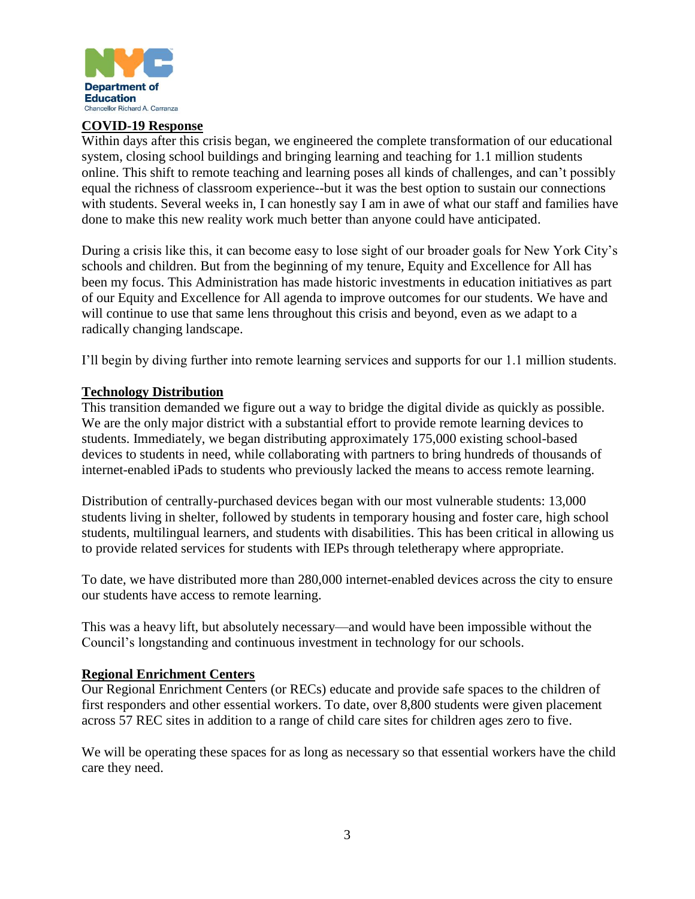NYC Department of Education
Chancellor Richard A. Carranza

## COVID-19 Response

Within days after this crisis began, we engineered the complete transformation of our educational system, closing school buildings and bringing learning and teaching for 1.1 million students online. This shift to remote teaching and learning poses all kinds of challenges, and can't possibly equal the richness of classroom experience--but it was the best option to sustain our connections with students. Several weeks in, I can honestly say I am in awe of what our staff and families have done to make this new reality work much better than anyone could have anticipated.

During a crisis like this, it can become easy to lose sight of our broader goals for New York City's schools and children. But from the beginning of my tenure, Equity and Excellence for All has been my focus. This Administration has made historic investments in education initiatives as part of our Equity and Excellence for All agenda to improve outcomes for our students. We have and will continue to use that same lens throughout this crisis and beyond, even as we adapt to a radically changing landscape.

I'll begin by diving further into remote learning services and supports for our 1.1 million students.

## Technology Distribution

This transition demanded we figure out a way to bridge the digital divide as quickly as possible. We are the only major district with a substantial effort to provide remote learning devices to students. Immediately, we began distributing approximately 175,000 existing school-based devices to students in need, while collaborating with partners to bring hundreds of thousands of internet-enabled iPads to students who previously lacked the means to access remote learning.

Distribution of centrally-purchased devices began with our most vulnerable students: 13,000 students living in shelter, followed by students in temporary housing and foster care, high school students, multilingual learners, and students with disabilities. This has been critical in allowing us to provide related services for students with IEPs through teletherapy where appropriate.

To date, we have distributed more than 280,000 internet-enabled devices across the city to ensure our students have access to remote learning.

This was a heavy lift, but absolutely necessary—and would have been impossible without the Council's longstanding and continuous investment in technology for our schools.

## Regional Enrichment Centers

Our Regional Enrichment Centers (or RECs) educate and provide safe spaces to the children of first responders and other essential workers. To date, over 8,800 students were given placement across 57 REC sites in addition to a range of child care sites for children ages zero to five.

We will be operating these spaces for as long as necessary so that essential workers have the child care they need.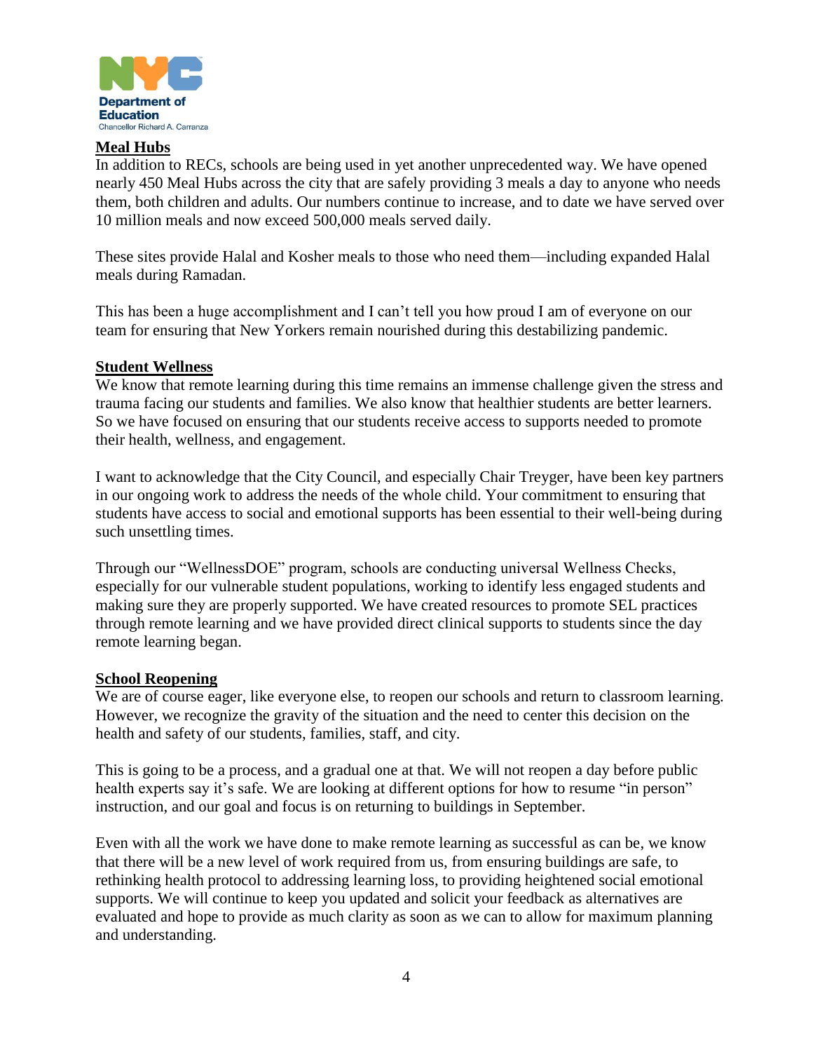## Meal Hubs

In addition to RECs, schools are being used in yet another unprecedented way. We have opened nearly 450 Meal Hubs across the city that are safely providing 3 meals a day to anyone who needs them, both children and adults. Our numbers continue to increase, and to date we have served over 10 million meals and now exceed 500,000 meals served daily.

These sites provide Halal and Kosher meals to those who need them—including expanded Halal meals during Ramadan.

This has been a huge accomplishment and I can't tell you how proud I am of everyone on our team for ensuring that New Yorkers remain nourished during this destabilizing pandemic.

## Student Wellness

We know that remote learning during this time remains an immense challenge given the stress and trauma facing our students and families. We also know that healthier students are better learners. So we have focused on ensuring that our students receive access to supports needed to promote their health, wellness, and engagement.

I want to acknowledge that the City Council, and especially Chair Treyger, have been key partners in our ongoing work to address the needs of the whole child. Your commitment to ensuring that students have access to social and emotional supports has been essential to their well-being during such unsettling times.

Through our "WellnessDOE" program, schools are conducting universal Wellness Checks, especially for our vulnerable student populations, working to identify less engaged students and making sure they are properly supported. We have created resources to promote SEL practices through remote learning and we have provided direct clinical supports to students since the day remote learning began.

## School Reopening

We are of course eager, like everyone else, to reopen our schools and return to classroom learning. However, we recognize the gravity of the situation and the need to center this decision on the health and safety of our students, families, staff, and city.

This is going to be a process, and a gradual one at that. We will not reopen a day before public health experts say it's safe. We are looking at different options for how to resume "in person" instruction, and our goal and focus is on returning to buildings in September.

Even with all the work we have done to make remote learning as successful as can be, we know that there will be a new level of work required from us, from ensuring buildings are safe, to rethinking health protocol to addressing learning loss, to providing heightened social emotional supports. We will continue to keep you updated and solicit your feedback as alternatives are evaluated and hope to provide as much clarity as soon as we can to allow for maximum planning and understanding.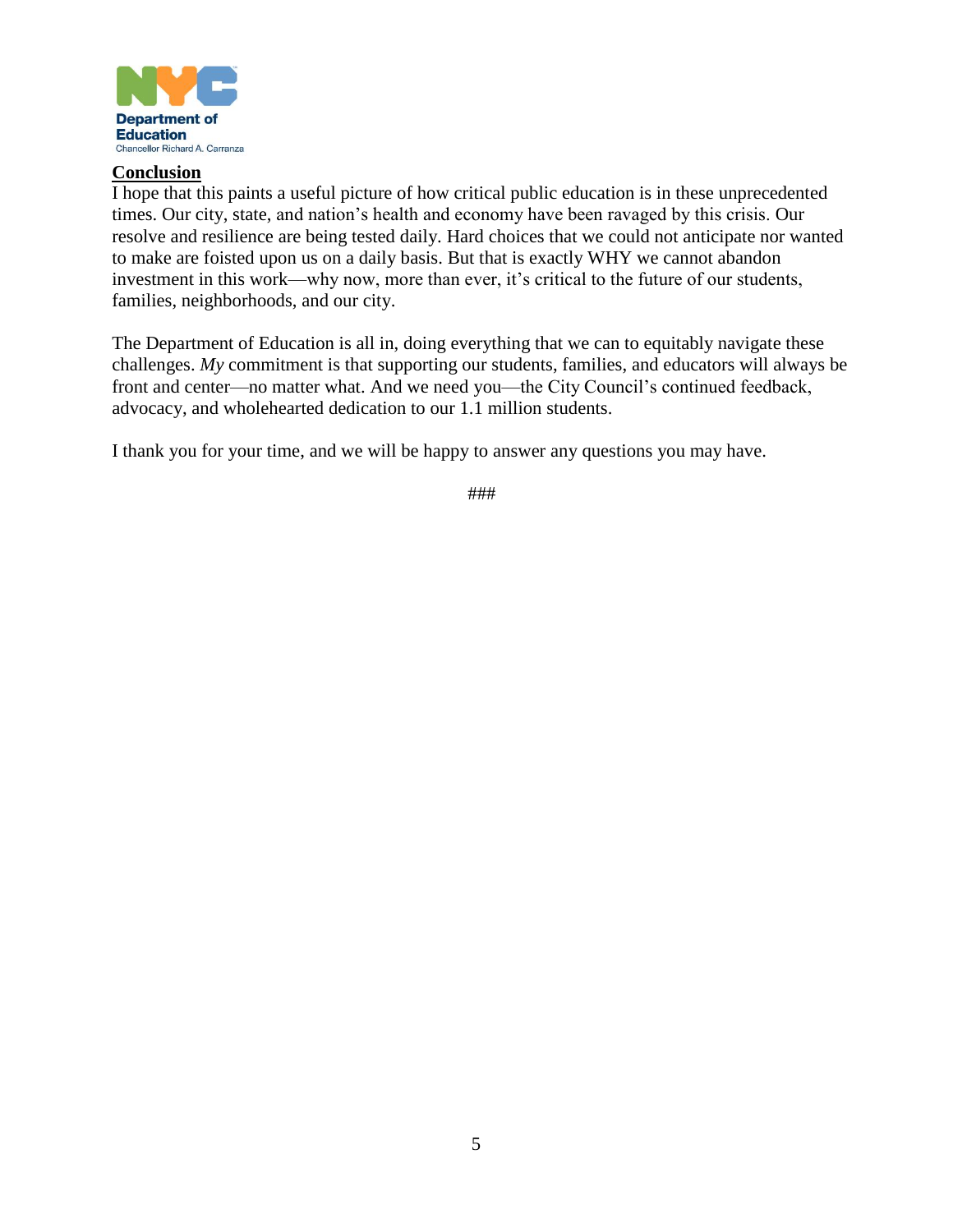Department of Education
Chancellor Richard A. Carranza

**Conclusion**

I hope that this paints a useful picture of how critical public education is in these unprecedented times. Our city, state, and nation's health and economy have been ravaged by this crisis. Our resolve and resilience are being tested daily. Hard choices that we could not anticipate nor wanted to make are foisted upon us on a daily basis. But that is exactly WHY we cannot abandon investment in this work—why now, more than ever, it's critical to the future of our students, families, neighborhoods, and our city.

The Department of Education is all in, doing everything that we can to equitably navigate these challenges. *My* commitment is that supporting our students, families, and educators will always be front and center—no matter what. And we need you—the City Council's continued feedback, advocacy, and wholehearted dedication to our 1.1 million students.

I thank you for your time, and we will be happy to answer any questions you may have.

###